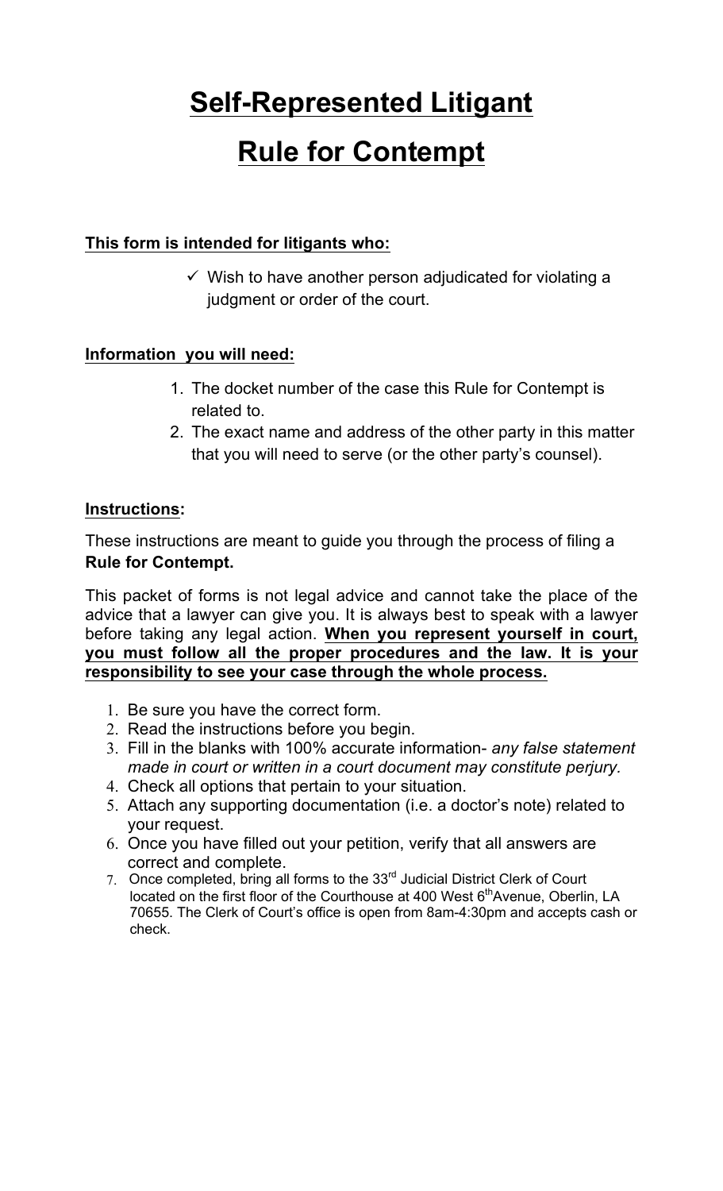# Self-Represented Litigant

# Rule for Contempt

**This form is intended for litigants who:**

- ✓ Wish to have another person adjudicated for violating a judgment or order of the court.

**Information you will need:**

1. The docket number of the case this Rule for Contempt is related to.
2. The exact name and address of the other party in this matter that you will need to serve (or the other party's counsel).

**Instructions:**

These instructions are meant to guide you through the process of filing a **Rule for Contempt.**

This packet of forms is not legal advice and cannot take the place of the advice that a lawyer can give you. It is always best to speak with a lawyer before taking any legal action. **When you represent yourself in court, you must follow all the proper procedures and the law. It is your responsibility to see your case through the whole process.**

1. Be sure you have the correct form.
2. Read the instructions before you begin.
3. Fill in the blanks with 100% accurate information- *any false statement made in court or written in a court document may constitute perjury.*
4. Check all options that pertain to your situation.
5. Attach any supporting documentation (i.e. a doctor's note) related to your request.
6. Once you have filled out your petition, verify that all answers are correct and complete.
7. Once completed, bring all forms to the 33rd Judicial District Clerk of Court located on the first floor of the Courthouse at 400 West 6th Avenue, Oberlin, LA 70655. The Clerk of Court's office is open from 8am-4:30pm and accepts cash or check.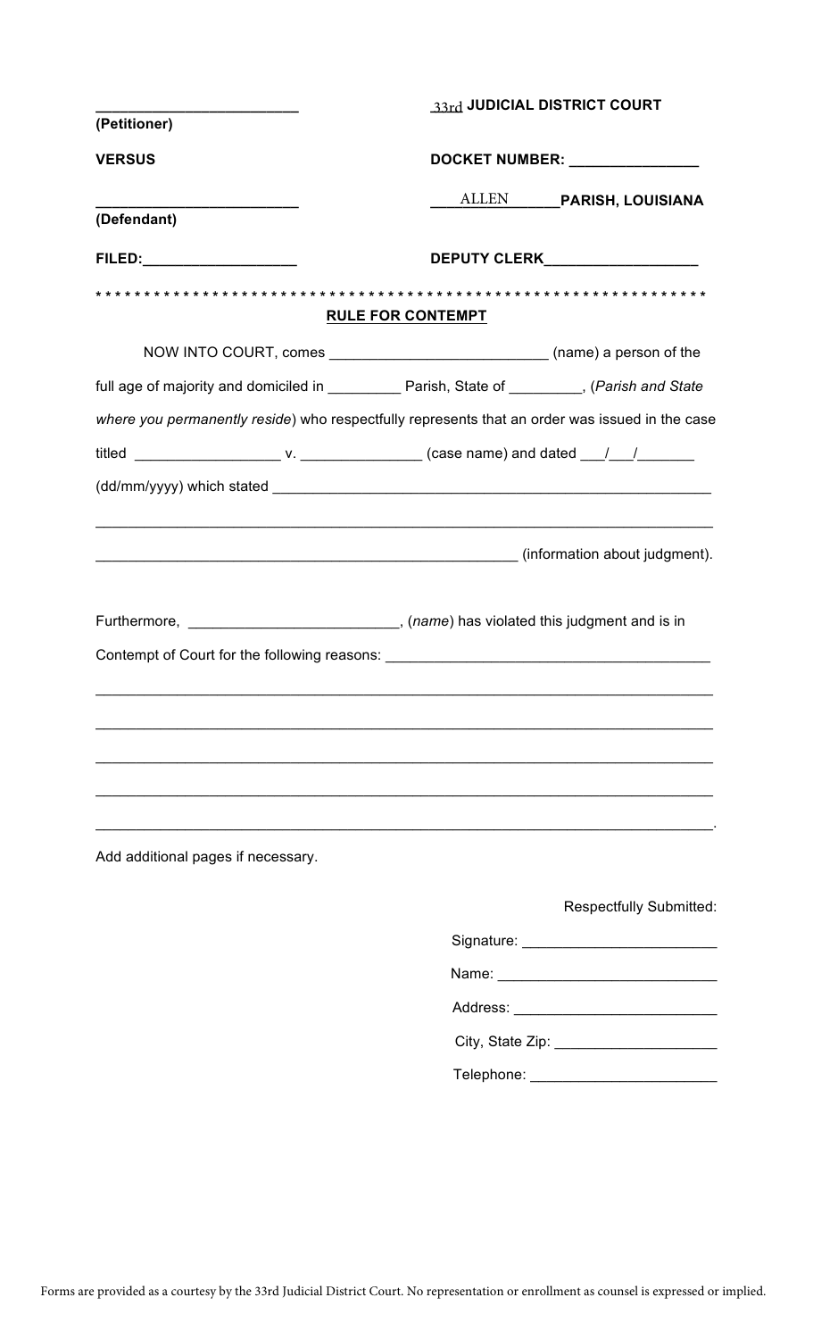| | |
|---|---|
| **_________________________ (Petitioner)** | 33rd **JUDICIAL DISTRICT COURT** |
| **VERSUS** | **DOCKET NUMBER: _______________** |
| **_________________________ (Defendant)** | ___ALLEN______**PARISH, LOUISIANA** |
| **FILED:___________________** | **DEPUTY CLERK__________________** |

\* \* \* \* \* \* \* \* \* \* \* \* \* \* \* \* \* \* \* \* \* \* \* \* \* \* \* \* \* \* \* \* \* \* \* \* \* \* \* \* \* \* \* \* \* \* \* \* \* \* \* \* \* \* \* \* \* \* \* \* \* \* \* \*

**RULE FOR CONTEMPT**

NOW INTO COURT, comes ___________________________ (name) a person of the full age of majority and domiciled in _________ Parish, State of _________, (*Parish and State where you permanently reside*) who respectfully represents that an order was issued in the case titled __________________ v. _______________ (case name) and dated ___/___/_______ (dd/mm/yyyy) which stated ______________________________________________________

__________________________________________________________________________

____________________________________________________ (information about judgment).

Furthermore, _________________________, (*name*) has violated this judgment and is in Contempt of Court for the following reasons: ________________________________________

__________________________________________________________________________

__________________________________________________________________________

__________________________________________________________________________

__________________________________________________________________________

__________________________________________________________________________.

Add additional pages if necessary.

Respectfully Submitted:

Signature: ________________________

Name: ___________________________

Address: _________________________

City, State Zip: ____________________

Telephone: _______________________

Forms are provided as a courtesy by the 33rd Judicial District Court. No representation or enrollment as counsel is expressed or implied.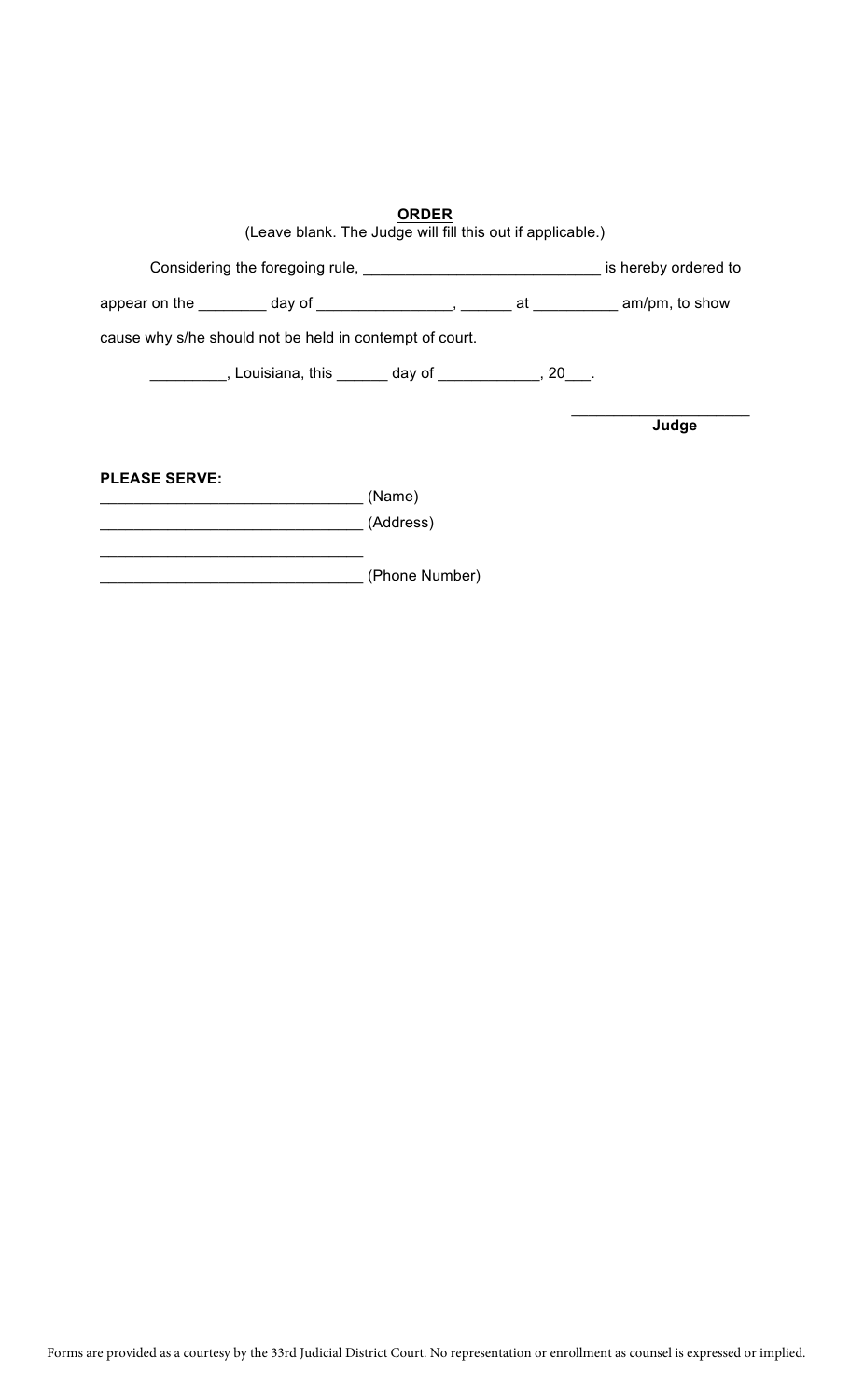**ORDER**

(Leave blank. The Judge will fill this out if applicable.)

Considering the foregoing rule, ___________________________ is hereby ordered to appear on the ________ day of ________________, ______ at __________ am/pm, to show cause why s/he should not be held in contempt of court.

_________, Louisiana, this ______ day of ____________, 20___.

____________________

**Judge**

**PLEASE SERVE:**

______________________________ (Name)

______________________________ (Address)

______________________________

______________________________ (Phone Number)

Forms are provided as a courtesy by the 33rd Judicial District Court. No representation or enrollment as counsel is expressed or implied.